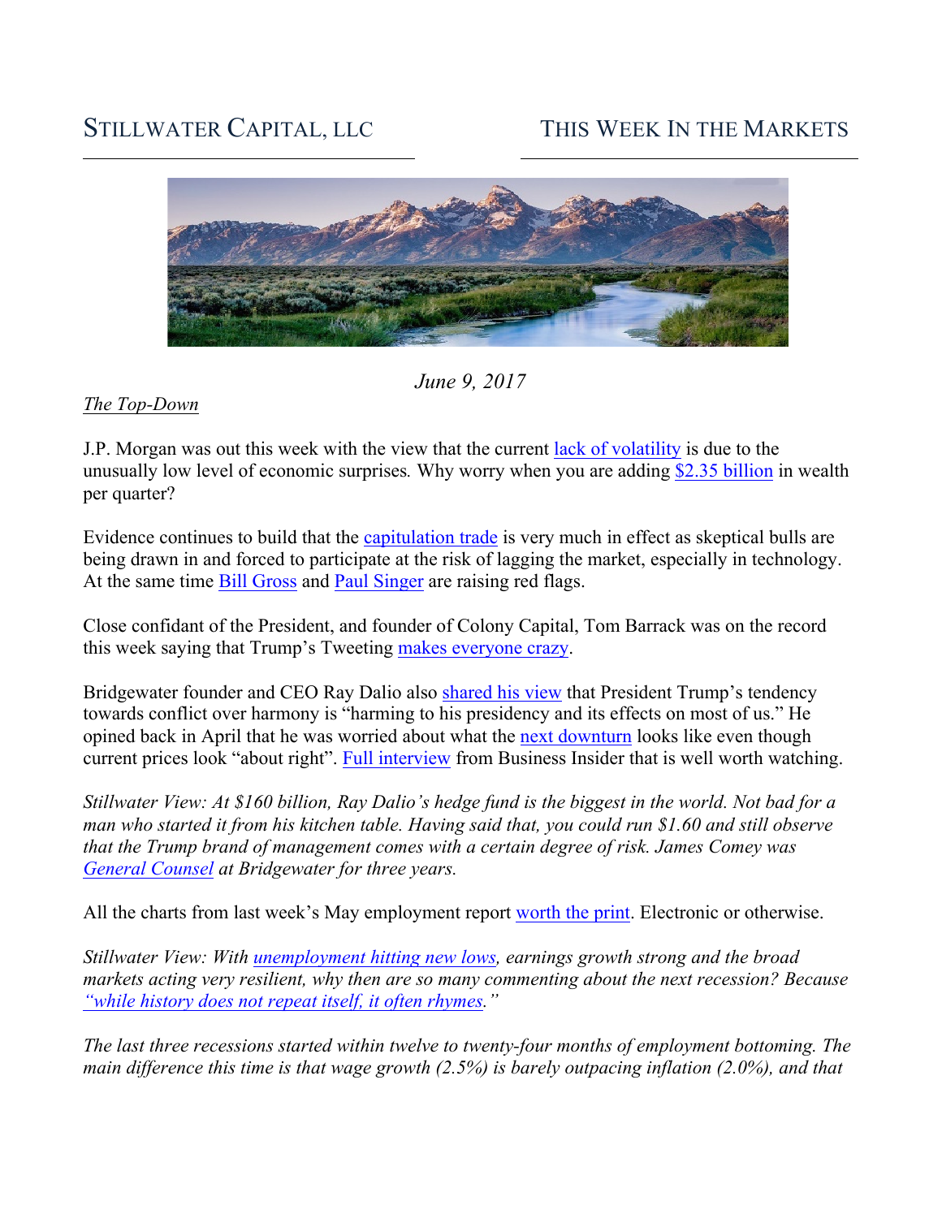STILLWATER CAPITAL, LLC

THIS WEEK IN THE MARKETS

*June 9, 2017*

*The Top-Down*

J.P. Morgan was out this week with the view that the current lack of volatility is due to the unusually low level of economic surprises. Why worry when you are adding $2.35 billion in wealth per quarter?

Evidence continues to build that the capitulation trade is very much in effect as skeptical bulls are being drawn in and forced to participate at the risk of lagging the market, especially in technology. At the same time Bill Gross and Paul Singer are raising red flags.

Close confidant of the President, and founder of Colony Capital, Tom Barrack was on the record this week saying that Trump's Tweeting makes everyone crazy.

Bridgewater founder and CEO Ray Dalio also shared his view that President Trump's tendency towards conflict over harmony is "harming to his presidency and its effects on most of us." He opined back in April that he was worried about what the next downturn looks like even though current prices look "about right". Full interview from Business Insider that is well worth watching.

*Stillwater View: At $160 billion, Ray Dalio's hedge fund is the biggest in the world. Not bad for a man who started it from his kitchen table. Having said that, you could run $1.60 and still observe that the Trump brand of management comes with a certain degree of risk. James Comey was General Counsel at Bridgewater for three years.*

All the charts from last week's May employment report worth the print. Electronic or otherwise.

*Stillwater View: With unemployment hitting new lows, earnings growth strong and the broad markets acting very resilient, why then are so many commenting about the next recession? Because "while history does not repeat itself, it often rhymes."*

*The last three recessions started within twelve to twenty-four months of employment bottoming. The main difference this time is that wage growth (2.5%) is barely outpacing inflation (2.0%), and that*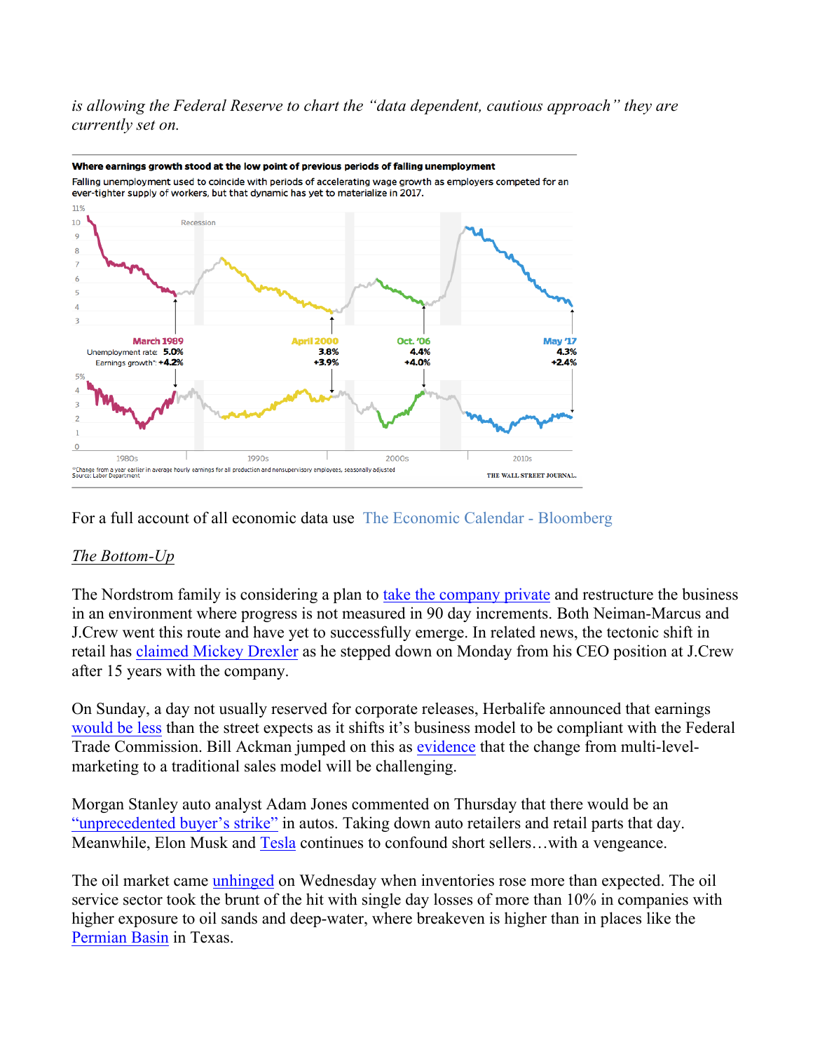*is allowing the Federal Reserve to chart the "data dependent, cautious approach" they are currently set on.*

**Where earnings growth stood at the low point of previous periods of falling unemployment**

Falling unemployment used to coincide with periods of accelerating wage growth as employers competed for an ever-tighter supply of workers, but that dynamic has yet to materialize in 2017.

| | March 1989 | April 2000 | Oct. '06 | May '17 |
|---|---|---|---|---|
| Unemployment rate | 5.0% | 3.8% | 4.4% | 4.3% |
| Earnings growth* | +4.2% | +3.9% | +4.0% | +2.4% |

*Change from a year earlier in average hourly earnings for all production and nonsupervisory employees, seasonally adjusted
Source: Labor Department

THE WALL STREET JOURNAL.

For a full account of all economic data use The Economic Calendar - Bloomberg

*The Bottom-Up*

The Nordstrom family is considering a plan to take the company private and restructure the business in an environment where progress is not measured in 90 day increments. Both Neiman-Marcus and J.Crew went this route and have yet to successfully emerge. In related news, the tectonic shift in retail has claimed Mickey Drexler as he stepped down on Monday from his CEO position at J.Crew after 15 years with the company.

On Sunday, a day not usually reserved for corporate releases, Herbalife announced that earnings would be less than the street expects as it shifts it's business model to be compliant with the Federal Trade Commission. Bill Ackman jumped on this as evidence that the change from multi-level-marketing to a traditional sales model will be challenging.

Morgan Stanley auto analyst Adam Jones commented on Thursday that there would be an "unprecedented buyer's strike" in autos. Taking down auto retailers and retail parts that day. Meanwhile, Elon Musk and Tesla continues to confound short sellers…with a vengeance.

The oil market came unhinged on Wednesday when inventories rose more than expected. The oil service sector took the brunt of the hit with single day losses of more than 10% in companies with higher exposure to oil sands and deep-water, where breakeven is higher than in places like the Permian Basin in Texas.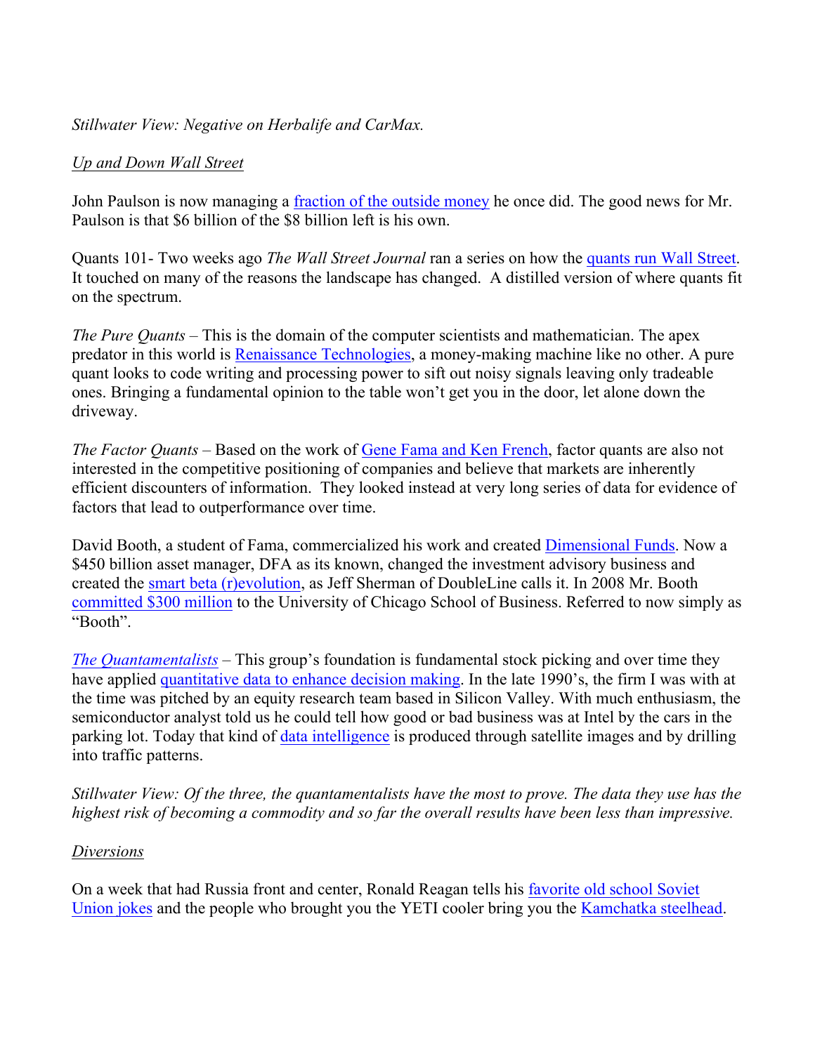*Stillwater View: Negative on Herbalife and CarMax.*

<u>Up and Down Wall Street</u>

John Paulson is now managing a fraction of the outside money he once did. The good news for Mr. Paulson is that $6 billion of the $8 billion left is his own.

Quants 101- Two weeks ago *The Wall Street Journal* ran a series on how the quants run Wall Street. It touched on many of the reasons the landscape has changed. A distilled version of where quants fit on the spectrum.

*The Pure Quants* – This is the domain of the computer scientists and mathematician. The apex predator in this world is Renaissance Technologies, a money-making machine like no other. A pure quant looks to code writing and processing power to sift out noisy signals leaving only tradeable ones. Bringing a fundamental opinion to the table won't get you in the door, let alone down the driveway.

*The Factor Quants* – Based on the work of Gene Fama and Ken French, factor quants are also not interested in the competitive positioning of companies and believe that markets are inherently efficient discounters of information. They looked instead at very long series of data for evidence of factors that lead to outperformance over time.

David Booth, a student of Fama, commercialized his work and created Dimensional Funds. Now a $450 billion asset manager, DFA as its known, changed the investment advisory business and created the smart beta (r)evolution, as Jeff Sherman of DoubleLine calls it. In 2008 Mr. Booth committed $300 million to the University of Chicago School of Business. Referred to now simply as "Booth".

*The Quantamentalists* – This group's foundation is fundamental stock picking and over time they have applied quantitative data to enhance decision making. In the late 1990's, the firm I was with at the time was pitched by an equity research team based in Silicon Valley. With much enthusiasm, the semiconductor analyst told us he could tell how good or bad business was at Intel by the cars in the parking lot. Today that kind of data intelligence is produced through satellite images and by drilling into traffic patterns.

*Stillwater View: Of the three, the quantamentalists have the most to prove. The data they use has the highest risk of becoming a commodity and so far the overall results have been less than impressive.*

<u>Diversions</u>

On a week that had Russia front and center, Ronald Reagan tells his favorite old school Soviet Union jokes and the people who brought you the YETI cooler bring you the Kamchatka steelhead.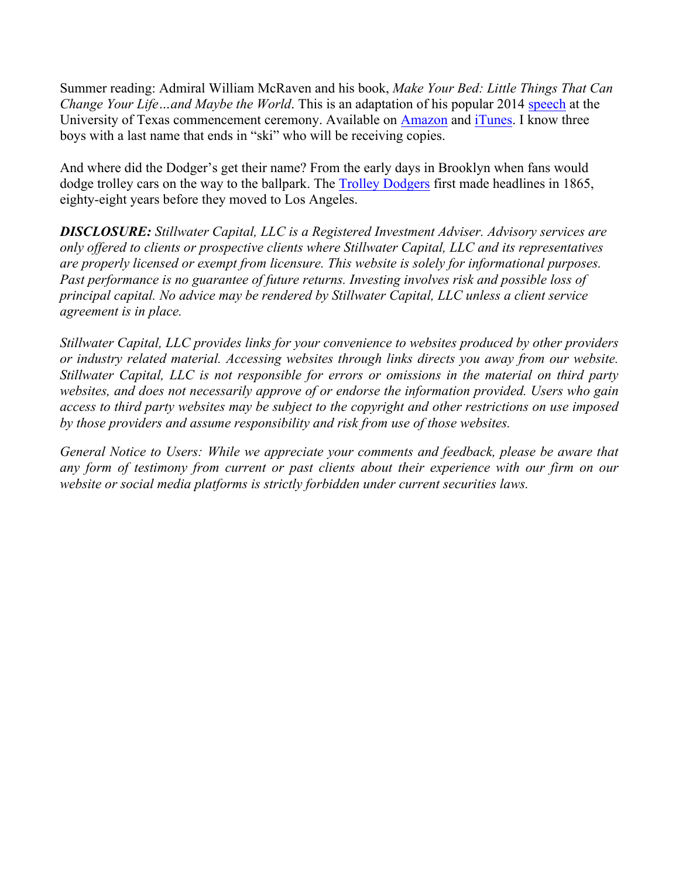Summer reading: Admiral William McRaven and his book, *Make Your Bed: Little Things That Can Change Your Life…and Maybe the World*. This is an adaptation of his popular 2014 speech at the University of Texas commencement ceremony. Available on Amazon and iTunes. I know three boys with a last name that ends in "ski" who will be receiving copies.

And where did the Dodger's get their name? From the early days in Brooklyn when fans would dodge trolley cars on the way to the ballpark. The Trolley Dodgers first made headlines in 1865, eighty-eight years before they moved to Los Angeles.

***DISCLOSURE:*** *Stillwater Capital, LLC is a Registered Investment Adviser. Advisory services are only offered to clients or prospective clients where Stillwater Capital, LLC and its representatives are properly licensed or exempt from licensure. This website is solely for informational purposes. Past performance is no guarantee of future returns. Investing involves risk and possible loss of principal capital. No advice may be rendered by Stillwater Capital, LLC unless a client service agreement is in place.*

*Stillwater Capital, LLC provides links for your convenience to websites produced by other providers or industry related material. Accessing websites through links directs you away from our website. Stillwater Capital, LLC is not responsible for errors or omissions in the material on third party websites, and does not necessarily approve of or endorse the information provided. Users who gain access to third party websites may be subject to the copyright and other restrictions on use imposed by those providers and assume responsibility and risk from use of those websites.*

*General Notice to Users: While we appreciate your comments and feedback, please be aware that any form of testimony from current or past clients about their experience with our firm on our website or social media platforms is strictly forbidden under current securities laws.*